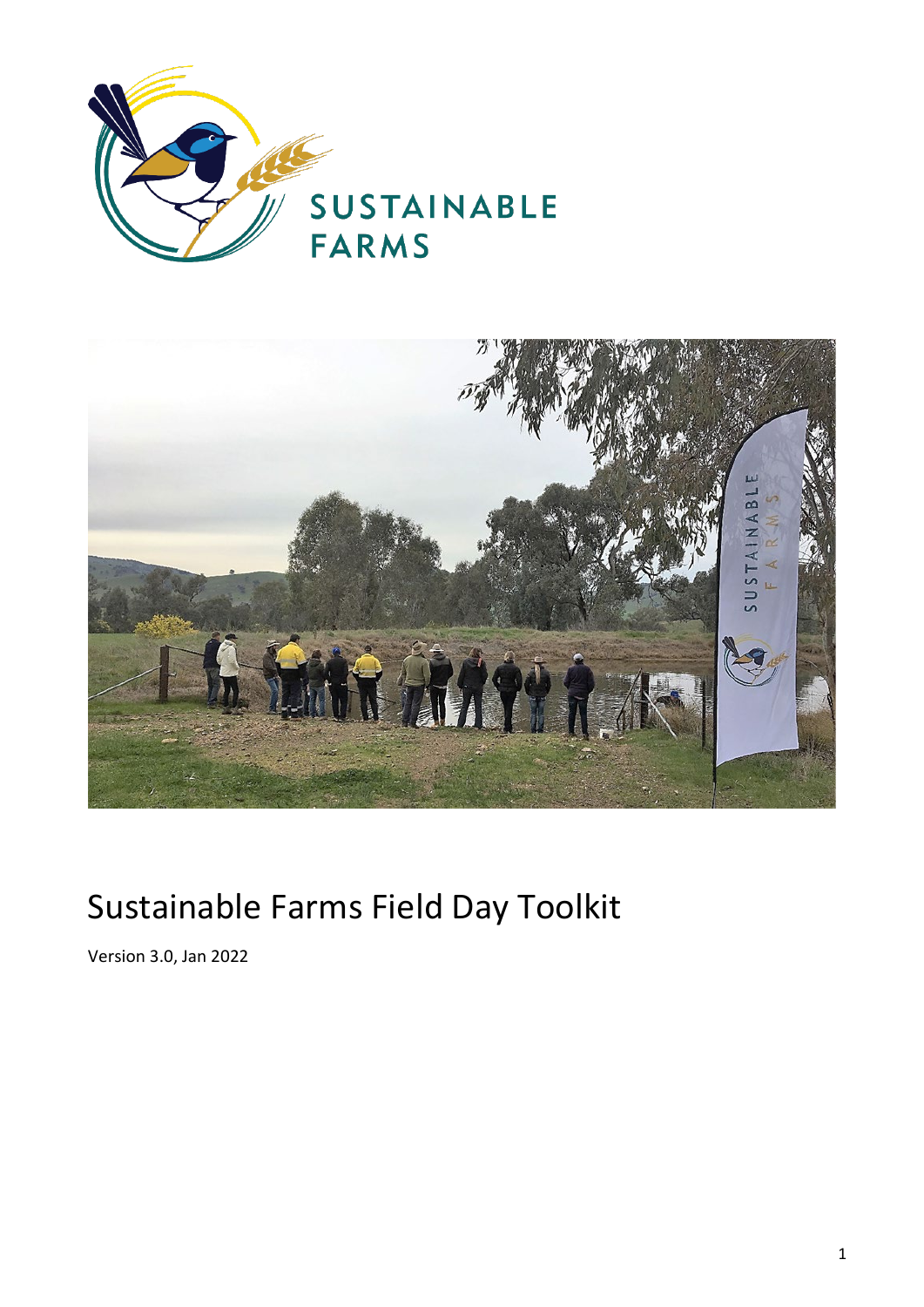# Sustainable Farms Field Day Toolkit

Version 3.0, Jan 2022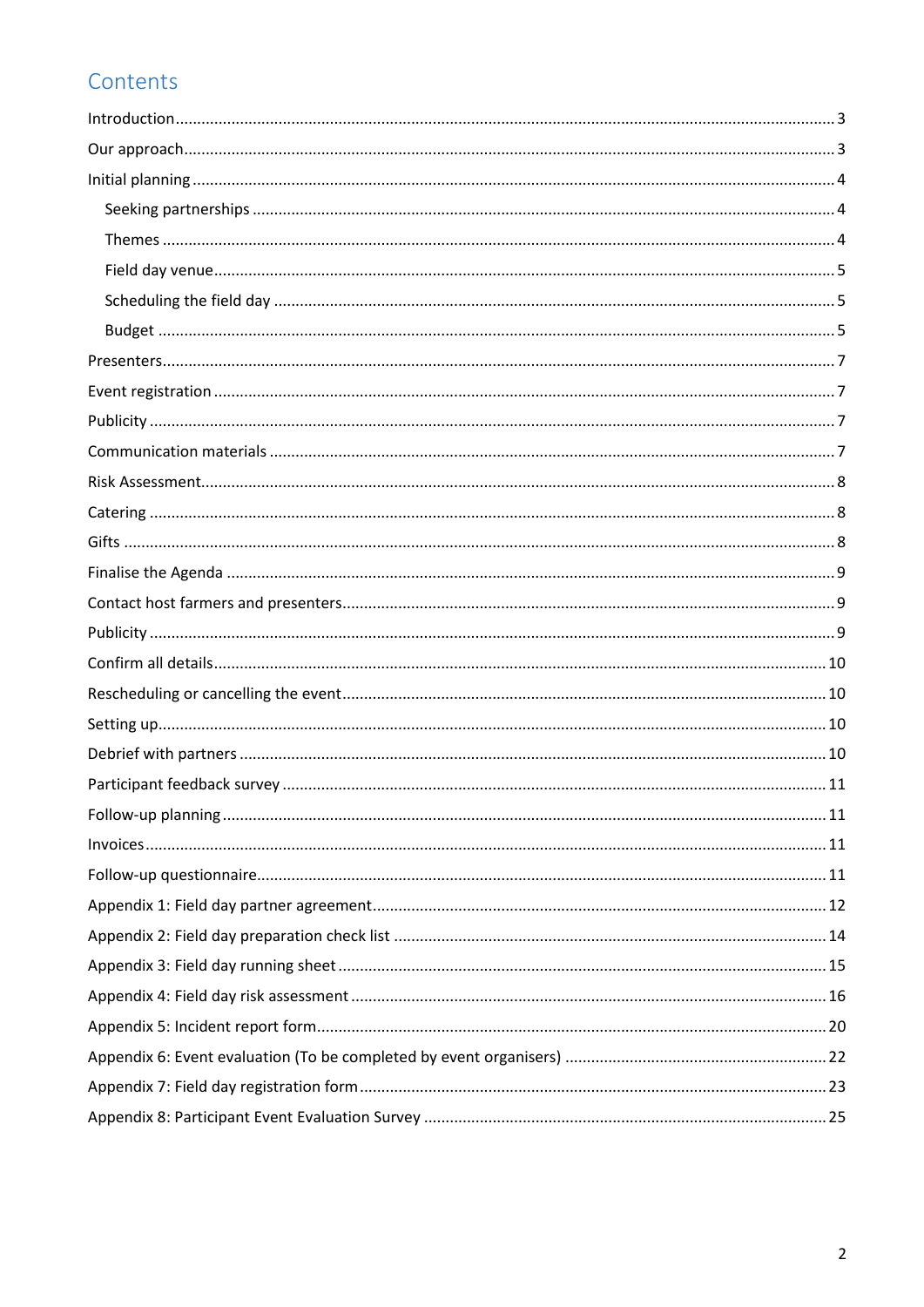# Contents

Introduction ........ 3

Our approach ........ 3

Initial planning ........ 4

- Seeking partnerships ........ 4
- Themes ........ 4
- Field day venue ........ 5
- Scheduling the field day ........ 5
- Budget ........ 5

Presenters ........ 7

Event registration ........ 7

Publicity ........ 7

Communication materials ........ 7

Risk Assessment ........ 8

Catering ........ 8

Gifts ........ 8

Finalise the Agenda ........ 9

Contact host farmers and presenters ........ 9

Publicity ........ 9

Confirm all details ........ 10

Rescheduling or cancelling the event ........ 10

Setting up ........ 10

Debrief with partners ........ 10

Participant feedback survey ........ 11

Follow-up planning ........ 11

Invoices ........ 11

Follow-up questionnaire ........ 11

Appendix 1: Field day partner agreement ........ 12

Appendix 2: Field day preparation check list ........ 14

Appendix 3: Field day running sheet ........ 15

Appendix 4: Field day risk assessment ........ 16

Appendix 5: Incident report form ........ 20

Appendix 6: Event evaluation (To be completed by event organisers) ........ 22

Appendix 7: Field day registration form ........ 23

Appendix 8: Participant Event Evaluation Survey ........ 25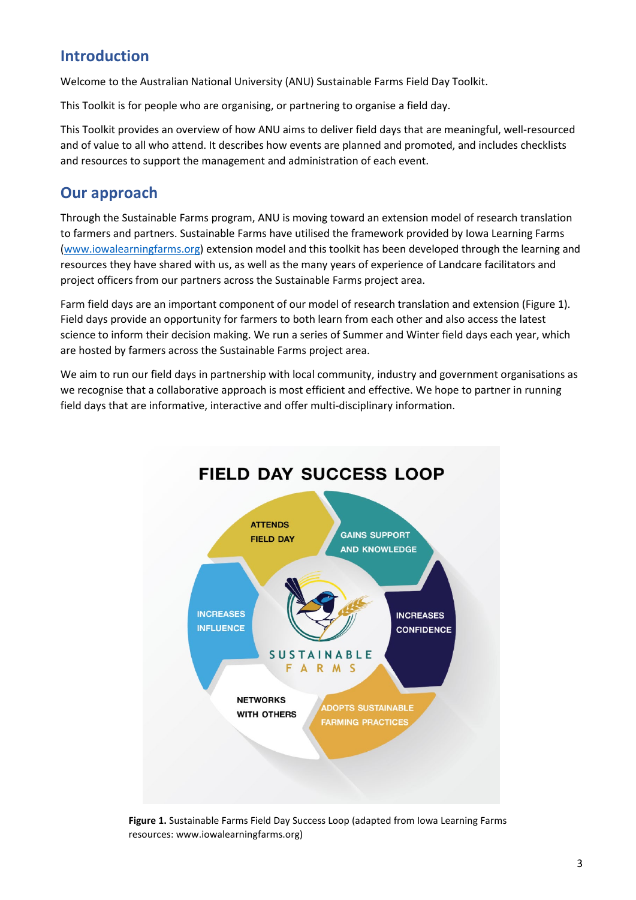## Introduction

Welcome to the Australian National University (ANU) Sustainable Farms Field Day Toolkit.

This Toolkit is for people who are organising, or partnering to organise a field day.

This Toolkit provides an overview of how ANU aims to deliver field days that are meaningful, well-resourced and of value to all who attend. It describes how events are planned and promoted, and includes checklists and resources to support the management and administration of each event.

## Our approach

Through the Sustainable Farms program, ANU is moving toward an extension model of research translation to farmers and partners. Sustainable Farms have utilised the framework provided by Iowa Learning Farms (www.iowalearningfarms.org) extension model and this toolkit has been developed through the learning and resources they have shared with us, as well as the many years of experience of Landcare facilitators and project officers from our partners across the Sustainable Farms project area.

Farm field days are an important component of our model of research translation and extension (Figure 1). Field days provide an opportunity for farmers to both learn from each other and also access the latest science to inform their decision making. We run a series of Summer and Winter field days each year, which are hosted by farmers across the Sustainable Farms project area.

We aim to run our field days in partnership with local community, industry and government organisations as we recognise that a collaborative approach is most efficient and effective. We hope to partner in running field days that are informative, interactive and offer multi-disciplinary information.

FIELD DAY SUCCESS LOOP

ATTENDS FIELD DAY → GAINS SUPPORT AND KNOWLEDGE → INCREASES CONFIDENCE → ADOPTS SUSTAINABLE FARMING PRACTICES → NETWORKS WITH OTHERS → INCREASES INFLUENCE

**Figure 1.** Sustainable Farms Field Day Success Loop (adapted from Iowa Learning Farms resources: www.iowalearningfarms.org)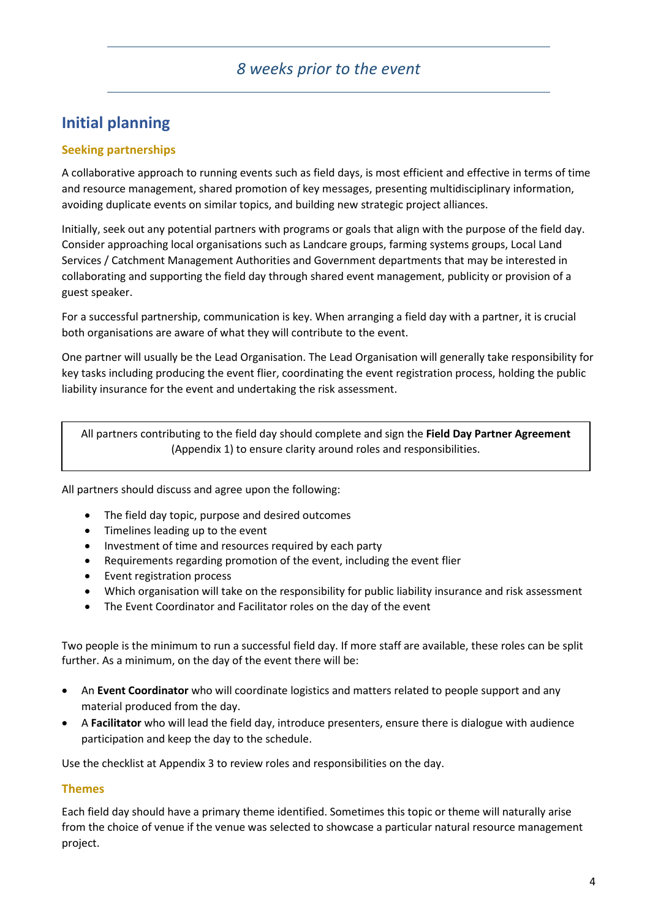*8 weeks prior to the event*

## Initial planning

### Seeking partnerships

A collaborative approach to running events such as field days, is most efficient and effective in terms of time and resource management, shared promotion of key messages, presenting multidisciplinary information, avoiding duplicate events on similar topics, and building new strategic project alliances.

Initially, seek out any potential partners with programs or goals that align with the purpose of the field day. Consider approaching local organisations such as Landcare groups, farming systems groups, Local Land Services / Catchment Management Authorities and Government departments that may be interested in collaborating and supporting the field day through shared event management, publicity or provision of a guest speaker.

For a successful partnership, communication is key. When arranging a field day with a partner, it is crucial both organisations are aware of what they will contribute to the event.

One partner will usually be the Lead Organisation. The Lead Organisation will generally take responsibility for key tasks including producing the event flier, coordinating the event registration process, holding the public liability insurance for the event and undertaking the risk assessment.

> All partners contributing to the field day should complete and sign the **Field Day Partner Agreement** (Appendix 1) to ensure clarity around roles and responsibilities.

All partners should discuss and agree upon the following:

- The field day topic, purpose and desired outcomes
- Timelines leading up to the event
- Investment of time and resources required by each party
- Requirements regarding promotion of the event, including the event flier
- Event registration process
- Which organisation will take on the responsibility for public liability insurance and risk assessment
- The Event Coordinator and Facilitator roles on the day of the event

Two people is the minimum to run a successful field day. If more staff are available, these roles can be split further. As a minimum, on the day of the event there will be:

- An **Event Coordinator** who will coordinate logistics and matters related to people support and any material produced from the day.
- A **Facilitator** who will lead the field day, introduce presenters, ensure there is dialogue with audience participation and keep the day to the schedule.

Use the checklist at Appendix 3 to review roles and responsibilities on the day.

### Themes

Each field day should have a primary theme identified. Sometimes this topic or theme will naturally arise from the choice of venue if the venue was selected to showcase a particular natural resource management project.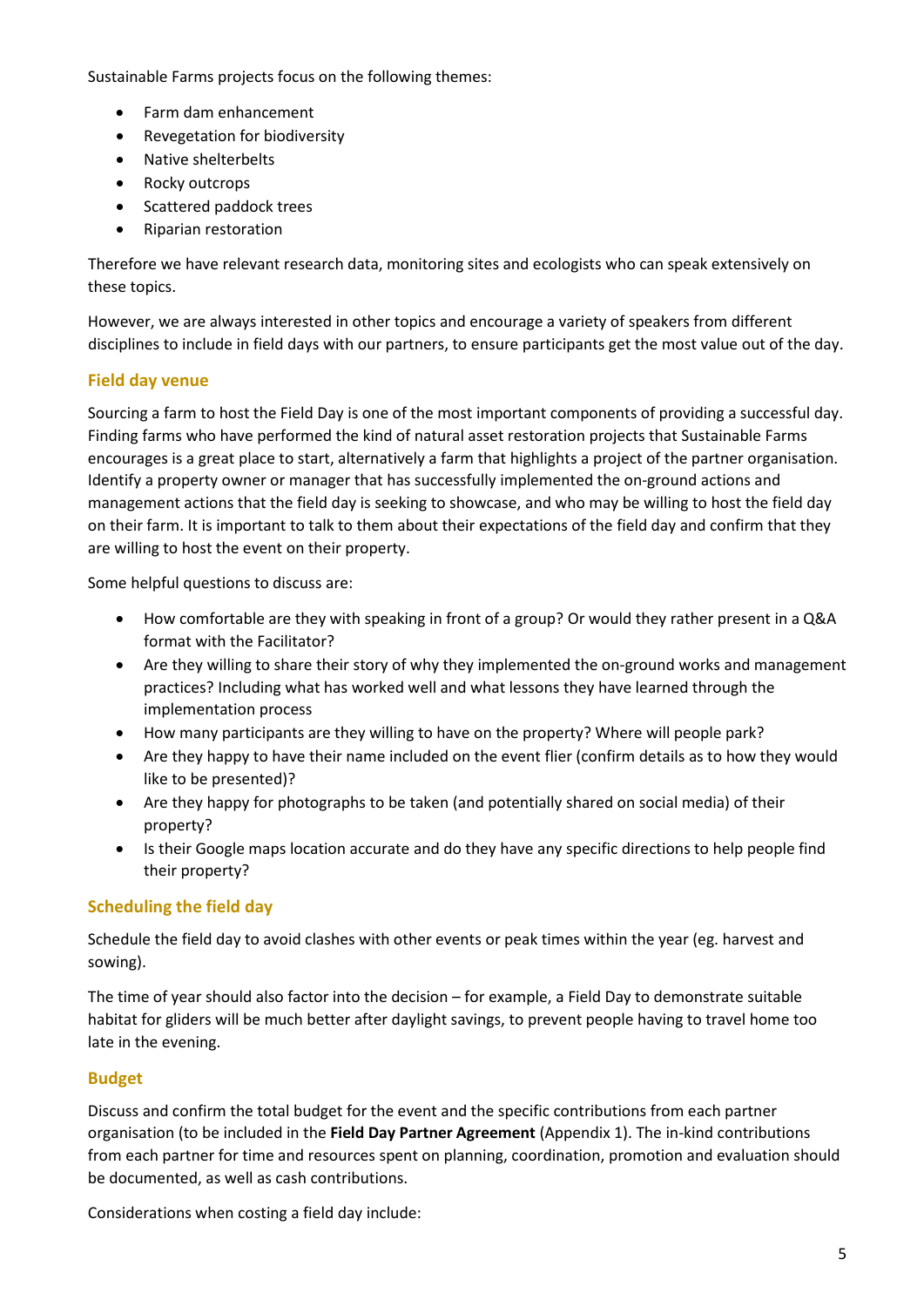Sustainable Farms projects focus on the following themes:

- Farm dam enhancement
- Revegetation for biodiversity
- Native shelterbelts
- Rocky outcrops
- Scattered paddock trees
- Riparian restoration

Therefore we have relevant research data, monitoring sites and ecologists who can speak extensively on these topics.

However, we are always interested in other topics and encourage a variety of speakers from different disciplines to include in field days with our partners, to ensure participants get the most value out of the day.

### Field day venue

Sourcing a farm to host the Field Day is one of the most important components of providing a successful day. Finding farms who have performed the kind of natural asset restoration projects that Sustainable Farms encourages is a great place to start, alternatively a farm that highlights a project of the partner organisation. Identify a property owner or manager that has successfully implemented the on-ground actions and management actions that the field day is seeking to showcase, and who may be willing to host the field day on their farm. It is important to talk to them about their expectations of the field day and confirm that they are willing to host the event on their property.

Some helpful questions to discuss are:

- How comfortable are they with speaking in front of a group? Or would they rather present in a Q&A format with the Facilitator?
- Are they willing to share their story of why they implemented the on-ground works and management practices? Including what has worked well and what lessons they have learned through the implementation process
- How many participants are they willing to have on the property? Where will people park?
- Are they happy to have their name included on the event flier (confirm details as to how they would like to be presented)?
- Are they happy for photographs to be taken (and potentially shared on social media) of their property?
- Is their Google maps location accurate and do they have any specific directions to help people find their property?

### Scheduling the field day

Schedule the field day to avoid clashes with other events or peak times within the year (eg. harvest and sowing).

The time of year should also factor into the decision – for example, a Field Day to demonstrate suitable habitat for gliders will be much better after daylight savings, to prevent people having to travel home too late in the evening.

### Budget

Discuss and confirm the total budget for the event and the specific contributions from each partner organisation (to be included in the **Field Day Partner Agreement** (Appendix 1). The in-kind contributions from each partner for time and resources spent on planning, coordination, promotion and evaluation should be documented, as well as cash contributions.

Considerations when costing a field day include: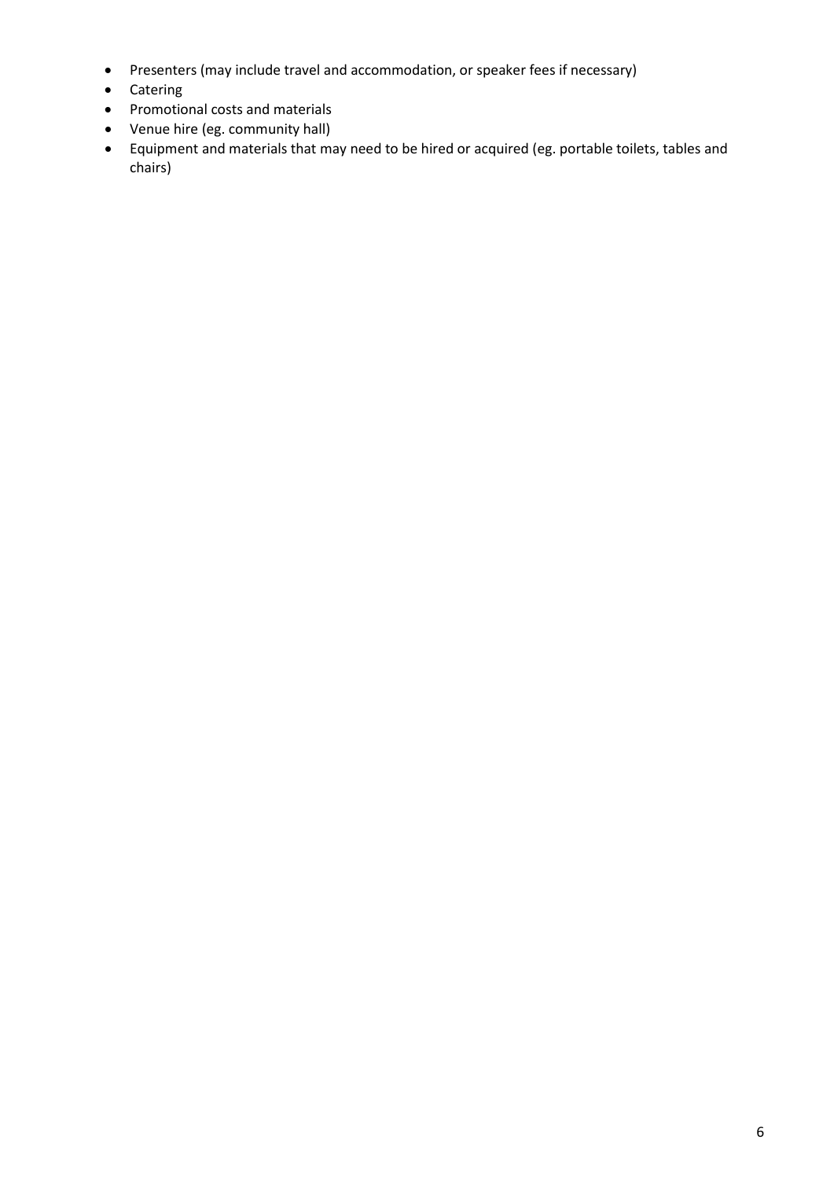- Presenters (may include travel and accommodation, or speaker fees if necessary)
- Catering
- Promotional costs and materials
- Venue hire (eg. community hall)
- Equipment and materials that may need to be hired or acquired (eg. portable toilets, tables and chairs)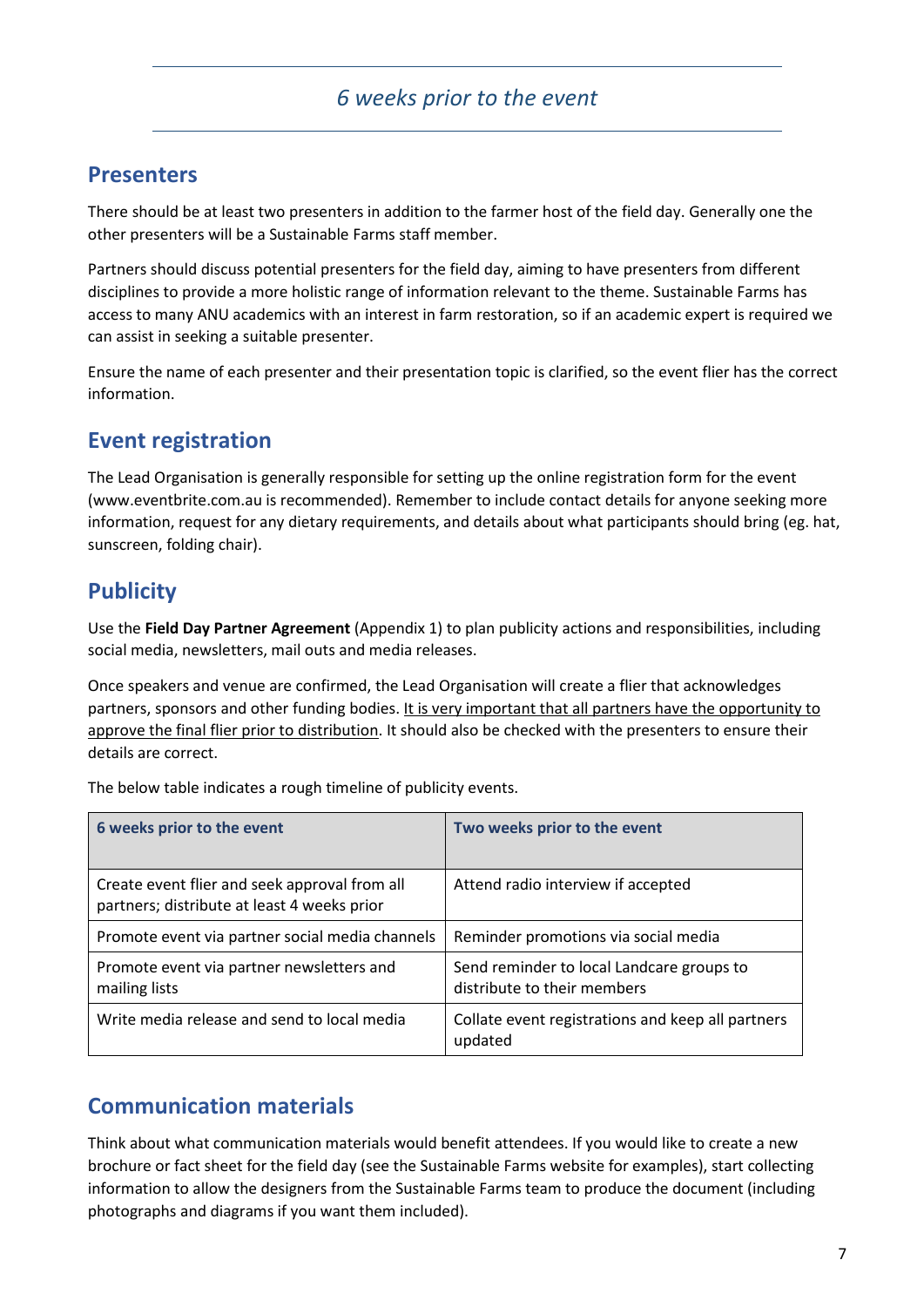## *6 weeks prior to the event*

### Presenters

There should be at least two presenters in addition to the farmer host of the field day. Generally one the other presenters will be a Sustainable Farms staff member.

Partners should discuss potential presenters for the field day, aiming to have presenters from different disciplines to provide a more holistic range of information relevant to the theme. Sustainable Farms has access to many ANU academics with an interest in farm restoration, so if an academic expert is required we can assist in seeking a suitable presenter.

Ensure the name of each presenter and their presentation topic is clarified, so the event flier has the correct information.

### Event registration

The Lead Organisation is generally responsible for setting up the online registration form for the event (www.eventbrite.com.au is recommended). Remember to include contact details for anyone seeking more information, request for any dietary requirements, and details about what participants should bring (eg. hat, sunscreen, folding chair).

### Publicity

Use the **Field Day Partner Agreement** (Appendix 1) to plan publicity actions and responsibilities, including social media, newsletters, mail outs and media releases.

Once speakers and venue are confirmed, the Lead Organisation will create a flier that acknowledges partners, sponsors and other funding bodies. <u>It is very important that all partners have the opportunity to approve the final flier prior to distribution</u>. It should also be checked with the presenters to ensure their details are correct.

The below table indicates a rough timeline of publicity events.

| 6 weeks prior to the event | Two weeks prior to the event |
|---|---|
| Create event flier and seek approval from all partners; distribute at least 4 weeks prior | Attend radio interview if accepted |
| Promote event via partner social media channels | Reminder promotions via social media |
| Promote event via partner newsletters and mailing lists | Send reminder to local Landcare groups to distribute to their members |
| Write media release and send to local media | Collate event registrations and keep all partners updated |

### Communication materials

Think about what communication materials would benefit attendees. If you would like to create a new brochure or fact sheet for the field day (see the Sustainable Farms website for examples), start collecting information to allow the designers from the Sustainable Farms team to produce the document (including photographs and diagrams if you want them included).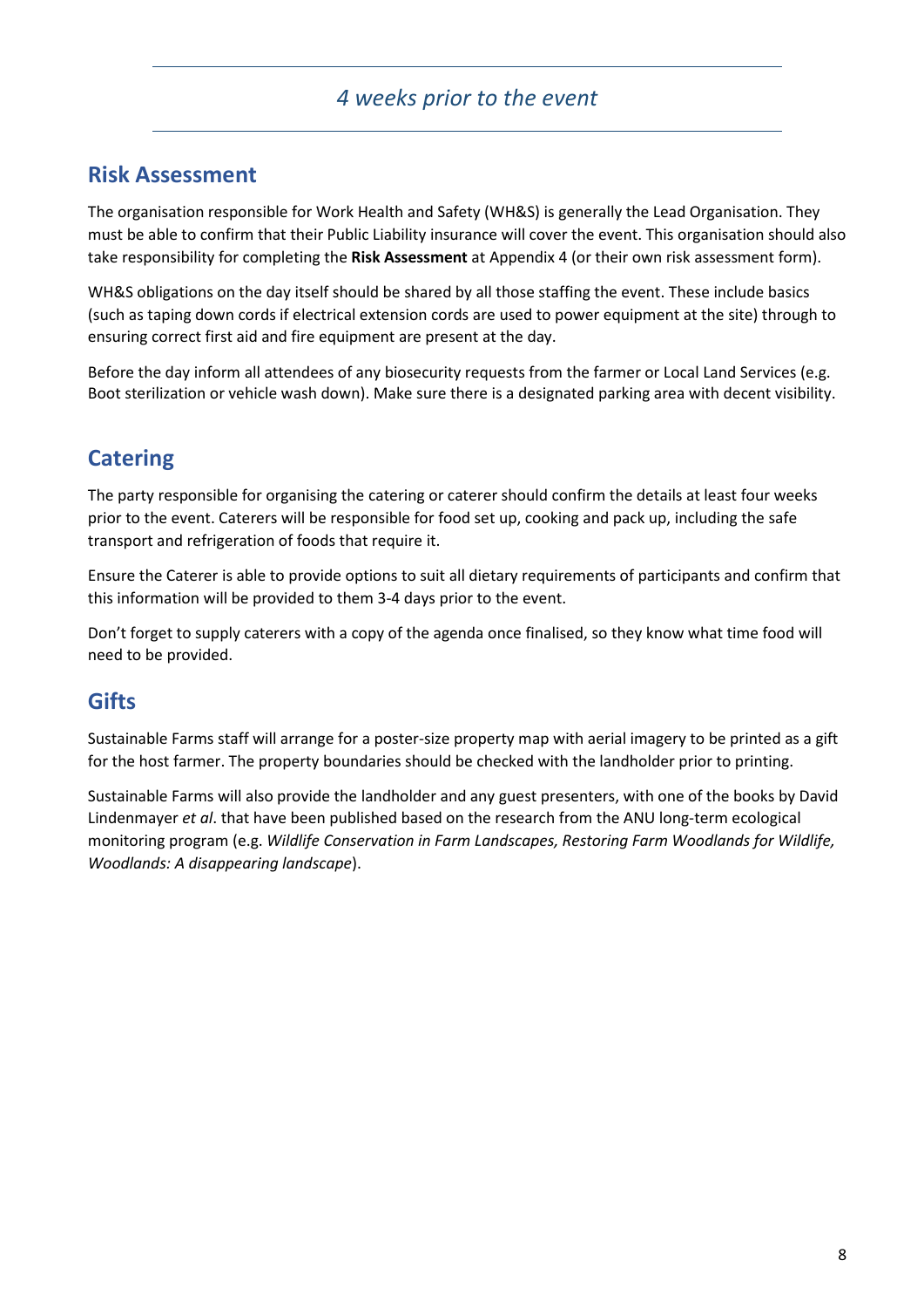*4 weeks prior to the event*

## Risk Assessment

The organisation responsible for Work Health and Safety (WH&S) is generally the Lead Organisation. They must be able to confirm that their Public Liability insurance will cover the event. This organisation should also take responsibility for completing the **Risk Assessment** at Appendix 4 (or their own risk assessment form).

WH&S obligations on the day itself should be shared by all those staffing the event. These include basics (such as taping down cords if electrical extension cords are used to power equipment at the site) through to ensuring correct first aid and fire equipment are present at the day.

Before the day inform all attendees of any biosecurity requests from the farmer or Local Land Services (e.g. Boot sterilization or vehicle wash down). Make sure there is a designated parking area with decent visibility.

## Catering

The party responsible for organising the catering or caterer should confirm the details at least four weeks prior to the event. Caterers will be responsible for food set up, cooking and pack up, including the safe transport and refrigeration of foods that require it.

Ensure the Caterer is able to provide options to suit all dietary requirements of participants and confirm that this information will be provided to them 3-4 days prior to the event.

Don't forget to supply caterers with a copy of the agenda once finalised, so they know what time food will need to be provided.

## Gifts

Sustainable Farms staff will arrange for a poster-size property map with aerial imagery to be printed as a gift for the host farmer. The property boundaries should be checked with the landholder prior to printing.

Sustainable Farms will also provide the landholder and any guest presenters, with one of the books by David Lindenmayer *et al*. that have been published based on the research from the ANU long-term ecological monitoring program (e.g. *Wildlife Conservation in Farm Landscapes, Restoring Farm Woodlands for Wildlife, Woodlands: A disappearing landscape*).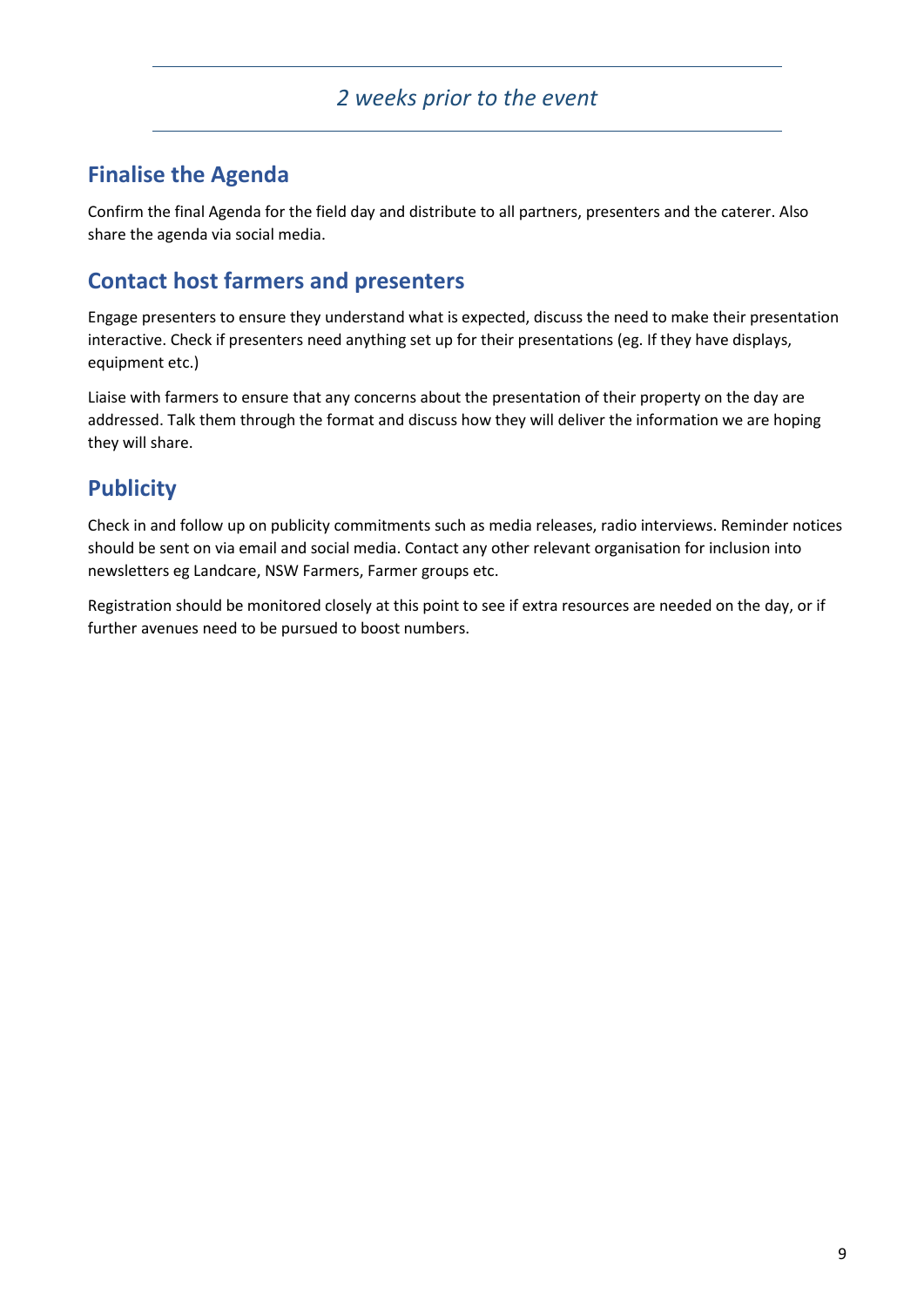*2 weeks prior to the event*

## Finalise the Agenda

Confirm the final Agenda for the field day and distribute to all partners, presenters and the caterer. Also share the agenda via social media.

## Contact host farmers and presenters

Engage presenters to ensure they understand what is expected, discuss the need to make their presentation interactive. Check if presenters need anything set up for their presentations (eg. If they have displays, equipment etc.)

Liaise with farmers to ensure that any concerns about the presentation of their property on the day are addressed. Talk them through the format and discuss how they will deliver the information we are hoping they will share.

## Publicity

Check in and follow up on publicity commitments such as media releases, radio interviews. Reminder notices should be sent on via email and social media. Contact any other relevant organisation for inclusion into newsletters eg Landcare, NSW Farmers, Farmer groups etc.

Registration should be monitored closely at this point to see if extra resources are needed on the day, or if further avenues need to be pursued to boost numbers.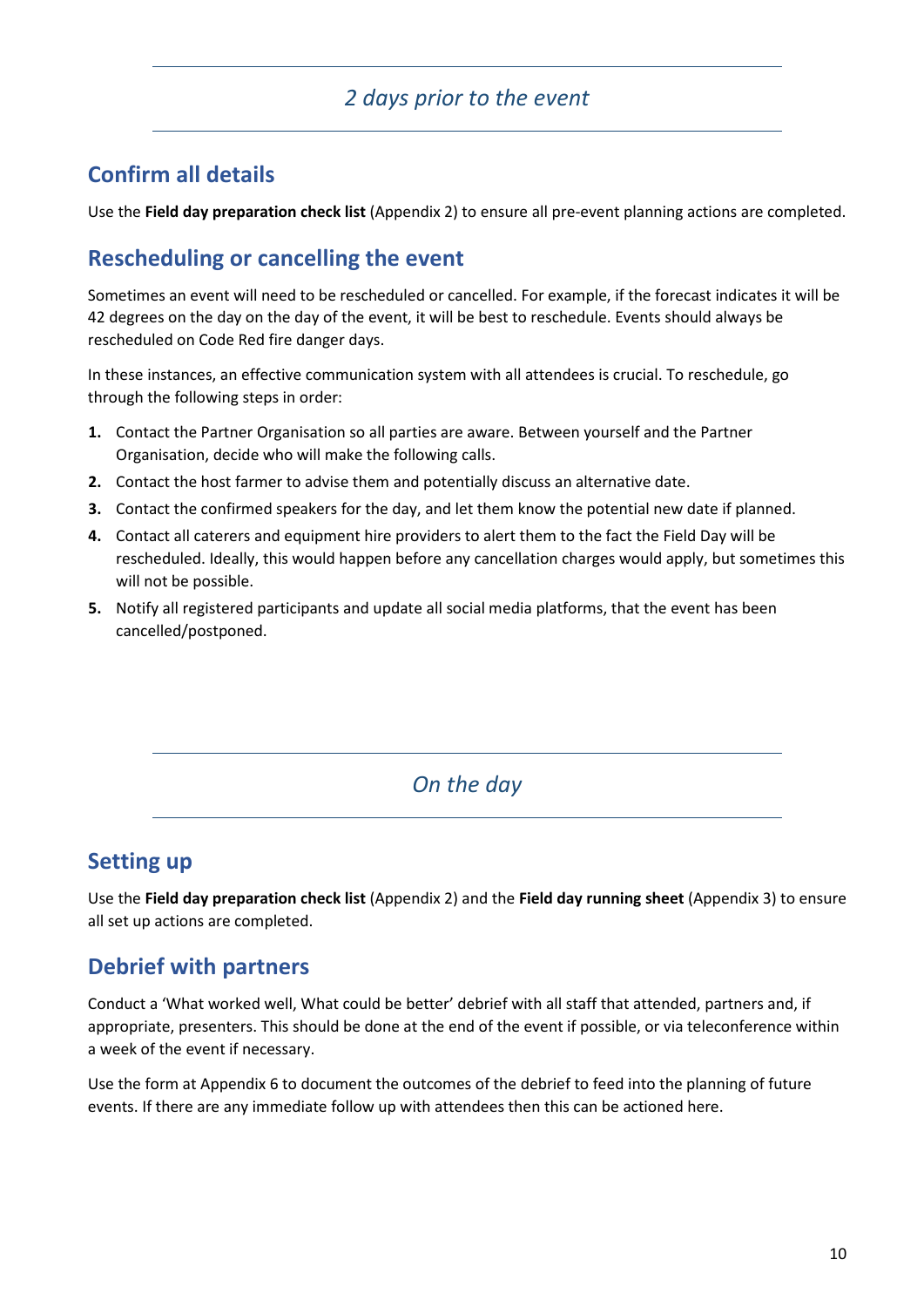*2 days prior to the event*

## Confirm all details

Use the **Field day preparation check list** (Appendix 2) to ensure all pre-event planning actions are completed.

## Rescheduling or cancelling the event

Sometimes an event will need to be rescheduled or cancelled. For example, if the forecast indicates it will be 42 degrees on the day on the day of the event, it will be best to reschedule. Events should always be rescheduled on Code Red fire danger days.

In these instances, an effective communication system with all attendees is crucial. To reschedule, go through the following steps in order:

1. Contact the Partner Organisation so all parties are aware. Between yourself and the Partner Organisation, decide who will make the following calls.
2. Contact the host farmer to advise them and potentially discuss an alternative date.
3. Contact the confirmed speakers for the day, and let them know the potential new date if planned.
4. Contact all caterers and equipment hire providers to alert them to the fact the Field Day will be rescheduled. Ideally, this would happen before any cancellation charges would apply, but sometimes this will not be possible.
5. Notify all registered participants and update all social media platforms, that the event has been cancelled/postponed.

*On the day*

## Setting up

Use the **Field day preparation check list** (Appendix 2) and the **Field day running sheet** (Appendix 3) to ensure all set up actions are completed.

## Debrief with partners

Conduct a 'What worked well, What could be better' debrief with all staff that attended, partners and, if appropriate, presenters. This should be done at the end of the event if possible, or via teleconference within a week of the event if necessary.

Use the form at Appendix 6 to document the outcomes of the debrief to feed into the planning of future events. If there are any immediate follow up with attendees then this can be actioned here.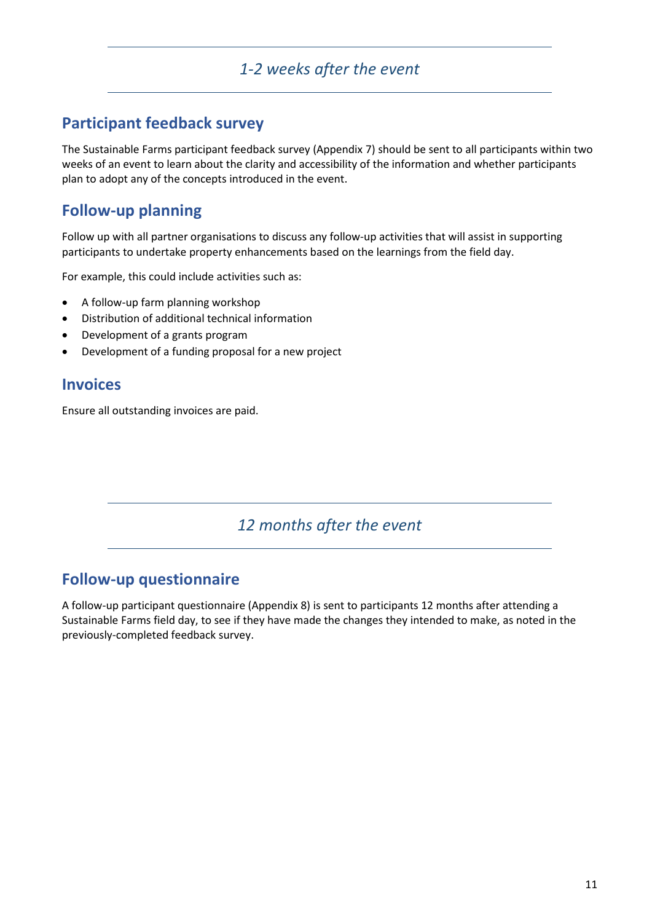*1-2 weeks after the event*

## Participant feedback survey

The Sustainable Farms participant feedback survey (Appendix 7) should be sent to all participants within two weeks of an event to learn about the clarity and accessibility of the information and whether participants plan to adopt any of the concepts introduced in the event.

## Follow-up planning

Follow up with all partner organisations to discuss any follow-up activities that will assist in supporting participants to undertake property enhancements based on the learnings from the field day.

For example, this could include activities such as:

- A follow-up farm planning workshop
- Distribution of additional technical information
- Development of a grants program
- Development of a funding proposal for a new project

## Invoices

Ensure all outstanding invoices are paid.

*12 months after the event*

## Follow-up questionnaire

A follow-up participant questionnaire (Appendix 8) is sent to participants 12 months after attending a Sustainable Farms field day, to see if they have made the changes they intended to make, as noted in the previously-completed feedback survey.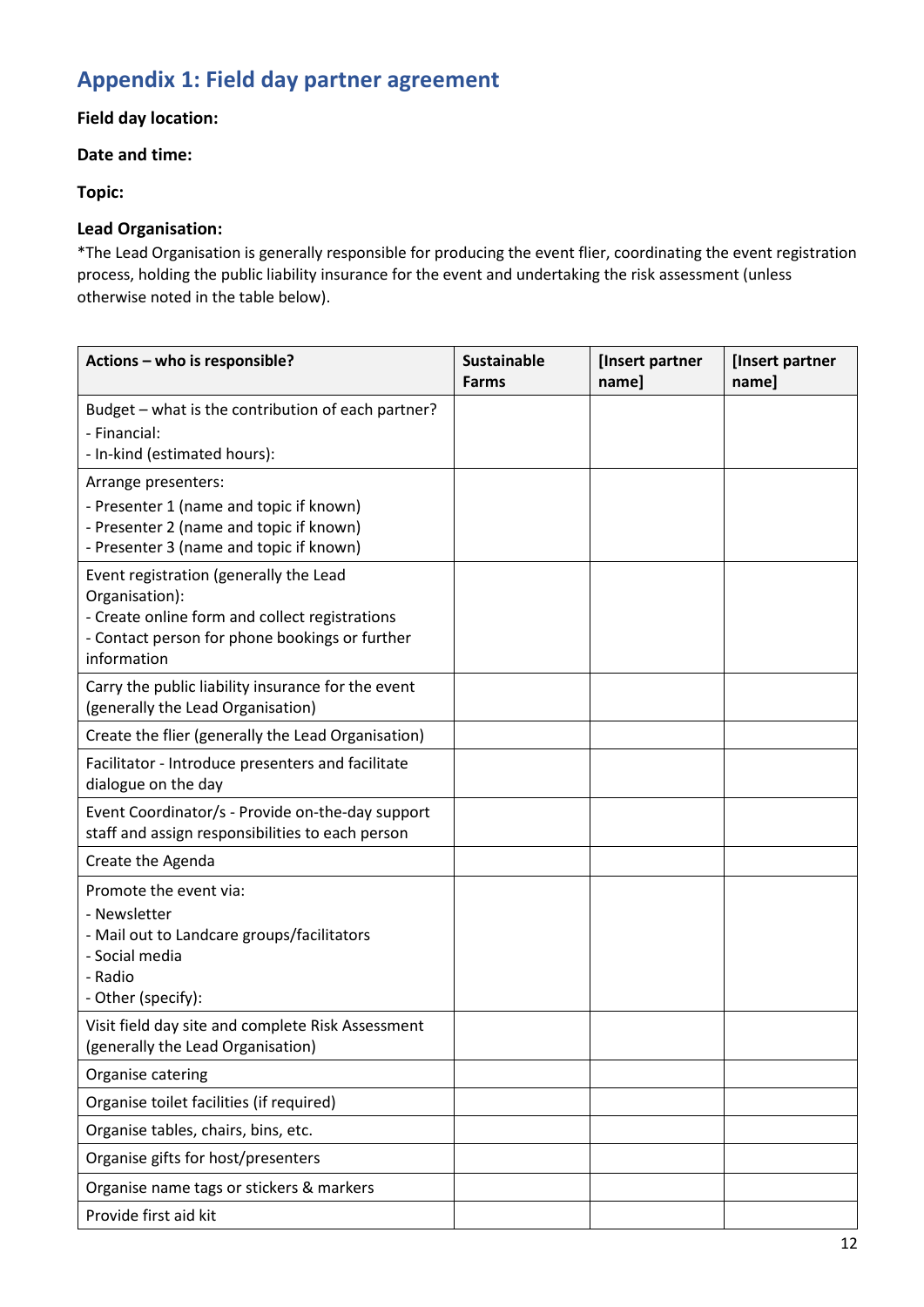## Appendix 1: Field day partner agreement

**Field day location:**

**Date and time:**

**Topic:**

**Lead Organisation:**

*The Lead Organisation is generally responsible for producing the event flier, coordinating the event registration process, holding the public liability insurance for the event and undertaking the risk assessment (unless otherwise noted in the table below).

| Actions – who is responsible? | Sustainable Farms | [Insert partner name] | [Insert partner name] |
|---|---|---|---|
| Budget – what is the contribution of each partner?<br>- Financial:<br>- In-kind (estimated hours): | | | |
| Arrange presenters:<br>- Presenter 1 (name and topic if known)<br>- Presenter 2 (name and topic if known)<br>- Presenter 3 (name and topic if known) | | | |
| Event registration (generally the Lead Organisation):<br>- Create online form and collect registrations<br>- Contact person for phone bookings or further information | | | |
| Carry the public liability insurance for the event (generally the Lead Organisation) | | | |
| Create the flier (generally the Lead Organisation) | | | |
| Facilitator - Introduce presenters and facilitate dialogue on the day | | | |
| Event Coordinator/s - Provide on-the-day support staff and assign responsibilities to each person | | | |
| Create the Agenda | | | |
| Promote the event via:<br>- Newsletter<br>- Mail out to Landcare groups/facilitators<br>- Social media<br>- Radio<br>- Other (specify): | | | |
| Visit field day site and complete Risk Assessment (generally the Lead Organisation) | | | |
| Organise catering | | | |
| Organise toilet facilities (if required) | | | |
| Organise tables, chairs, bins, etc. | | | |
| Organise gifts for host/presenters | | | |
| Organise name tags or stickers & markers | | | |
| Provide first aid kit | | | |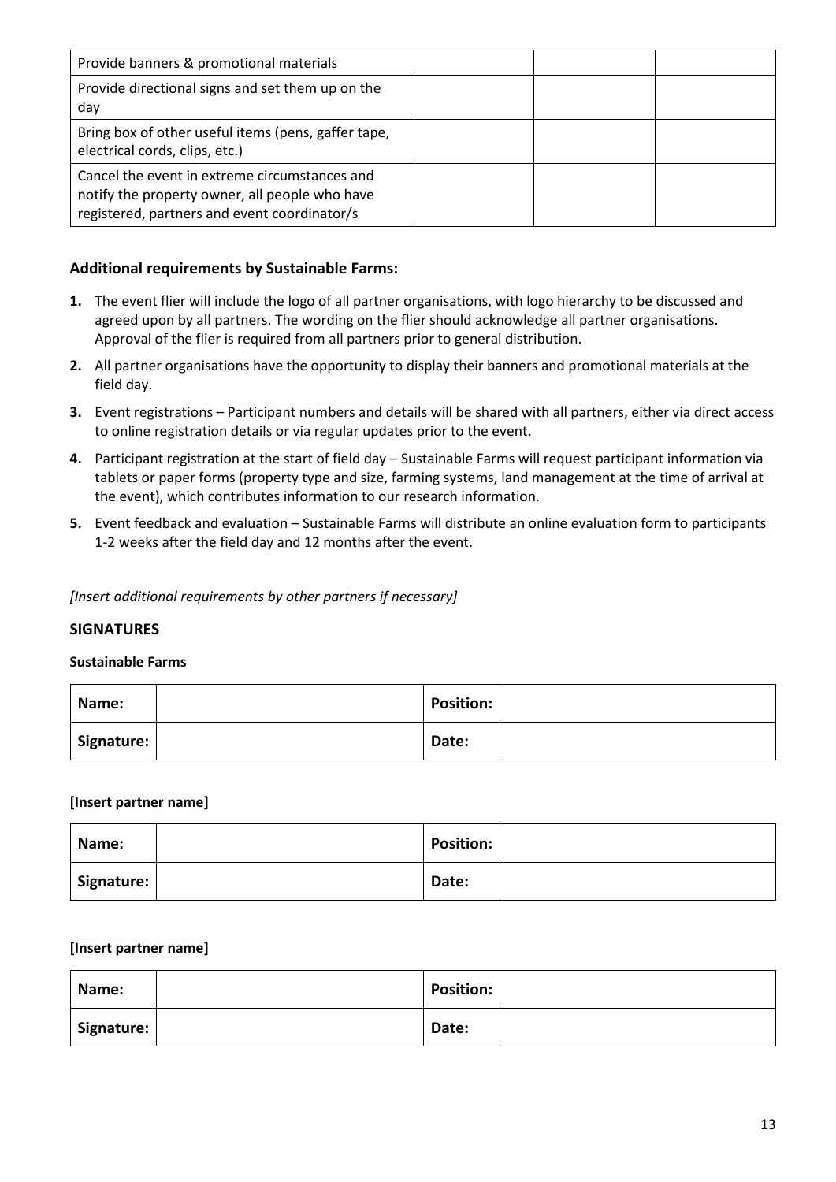| Provide banners & promotional materials | | | |
| --- | --- | --- | --- |
| Provide directional signs and set them up on the day | | | |
| Bring box of other useful items (pens, gaffer tape, electrical cords, clips, etc.) | | | |
| Cancel the event in extreme circumstances and notify the property owner, all people who have registered, partners and event coordinator/s | | | |

### Additional requirements by Sustainable Farms:

1. The event flier will include the logo of all partner organisations, with logo hierarchy to be discussed and agreed upon by all partners. The wording on the flier should acknowledge all partner organisations. Approval of the flier is required from all partners prior to general distribution.
2. All partner organisations have the opportunity to display their banners and promotional materials at the field day.
3. Event registrations – Participant numbers and details will be shared with all partners, either via direct access to online registration details or via regular updates prior to the event.
4. Participant registration at the start of field day – Sustainable Farms will request participant information via tablets or paper forms (property type and size, farming systems, land management at the time of arrival at the event), which contributes information to our research information.
5. Event feedback and evaluation – Sustainable Farms will distribute an online evaluation form to participants 1-2 weeks after the field day and 12 months after the event.

*[Insert additional requirements by other partners if necessary]*

### SIGNATURES

**Sustainable Farms**

| **Name:** | | **Position:** | |
| --- | --- | --- | --- |
| **Signature:** | | **Date:** | |

**[Insert partner name]**

| **Name:** | | **Position:** | |
| --- | --- | --- | --- |
| **Signature:** | | **Date:** | |

**[Insert partner name]**

| **Name:** | | **Position:** | |
| --- | --- | --- | --- |
| **Signature:** | | **Date:** | |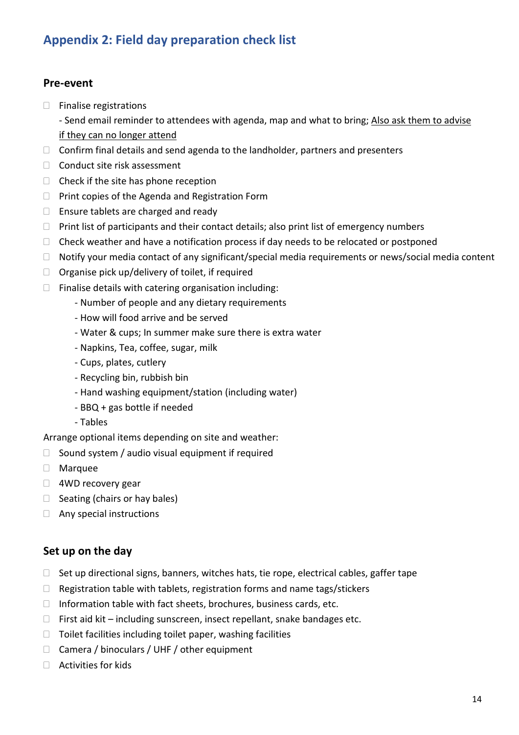## Appendix 2: Field day preparation check list

### Pre-event

- ☐ Finalise registrations
  - Send email reminder to attendees with agenda, map and what to bring; <u>Also ask them to advise if they can no longer attend</u>
- ☐ Confirm final details and send agenda to the landholder, partners and presenters
- ☐ Conduct site risk assessment
- ☐ Check if the site has phone reception
- ☐ Print copies of the Agenda and Registration Form
- ☐ Ensure tablets are charged and ready
- ☐ Print list of participants and their contact details; also print list of emergency numbers
- ☐ Check weather and have a notification process if day needs to be relocated or postponed
- ☐ Notify your media contact of any significant/special media requirements or news/social media content
- ☐ Organise pick up/delivery of toilet, if required
- ☐ Finalise details with catering organisation including:
  - Number of people and any dietary requirements
  - How will food arrive and be served
  - Water & cups; In summer make sure there is extra water
  - Napkins, Tea, coffee, sugar, milk
  - Cups, plates, cutlery
  - Recycling bin, rubbish bin
  - Hand washing equipment/station (including water)
  - BBQ + gas bottle if needed
  - Tables

Arrange optional items depending on site and weather:

- ☐ Sound system / audio visual equipment if required
- ☐ Marquee
- ☐ 4WD recovery gear
- ☐ Seating (chairs or hay bales)
- ☐ Any special instructions

### Set up on the day

- ☐ Set up directional signs, banners, witches hats, tie rope, electrical cables, gaffer tape
- ☐ Registration table with tablets, registration forms and name tags/stickers
- ☐ Information table with fact sheets, brochures, business cards, etc.
- ☐ First aid kit – including sunscreen, insect repellant, snake bandages etc.
- ☐ Toilet facilities including toilet paper, washing facilities
- ☐ Camera / binoculars / UHF / other equipment
- ☐ Activities for kids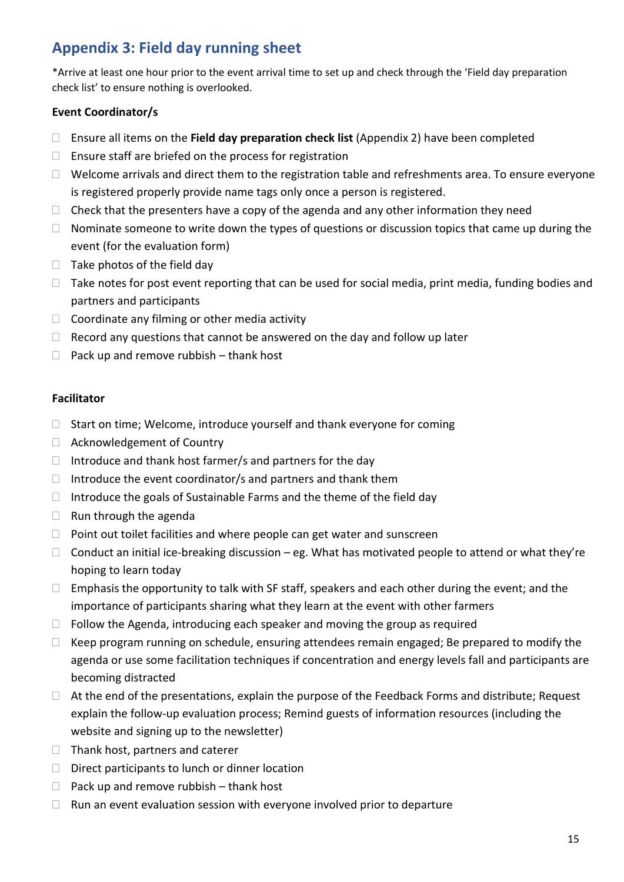## Appendix 3: Field day running sheet

*Arrive at least one hour prior to the event arrival time to set up and check through the 'Field day preparation check list' to ensure nothing is overlooked.

**Event Coordinator/s**

- Ensure all items on the **Field day preparation check list** (Appendix 2) have been completed
- Ensure staff are briefed on the process for registration
- Welcome arrivals and direct them to the registration table and refreshments area. To ensure everyone is registered properly provide name tags only once a person is registered.
- Check that the presenters have a copy of the agenda and any other information they need
- Nominate someone to write down the types of questions or discussion topics that came up during the event (for the evaluation form)
- Take photos of the field day
- Take notes for post event reporting that can be used for social media, print media, funding bodies and partners and participants
- Coordinate any filming or other media activity
- Record any questions that cannot be answered on the day and follow up later
- Pack up and remove rubbish – thank host

**Facilitator**

- Start on time; Welcome, introduce yourself and thank everyone for coming
- Acknowledgement of Country
- Introduce and thank host farmer/s and partners for the day
- Introduce the event coordinator/s and partners and thank them
- Introduce the goals of Sustainable Farms and the theme of the field day
- Run through the agenda
- Point out toilet facilities and where people can get water and sunscreen
- Conduct an initial ice-breaking discussion – eg. What has motivated people to attend or what they're hoping to learn today
- Emphasis the opportunity to talk with SF staff, speakers and each other during the event; and the importance of participants sharing what they learn at the event with other farmers
- Follow the Agenda, introducing each speaker and moving the group as required
- Keep program running on schedule, ensuring attendees remain engaged; Be prepared to modify the agenda or use some facilitation techniques if concentration and energy levels fall and participants are becoming distracted
- At the end of the presentations, explain the purpose of the Feedback Forms and distribute; Request explain the follow-up evaluation process; Remind guests of information resources (including the website and signing up to the newsletter)
- Thank host, partners and caterer
- Direct participants to lunch or dinner location
- Pack up and remove rubbish – thank host
- Run an event evaluation session with everyone involved prior to departure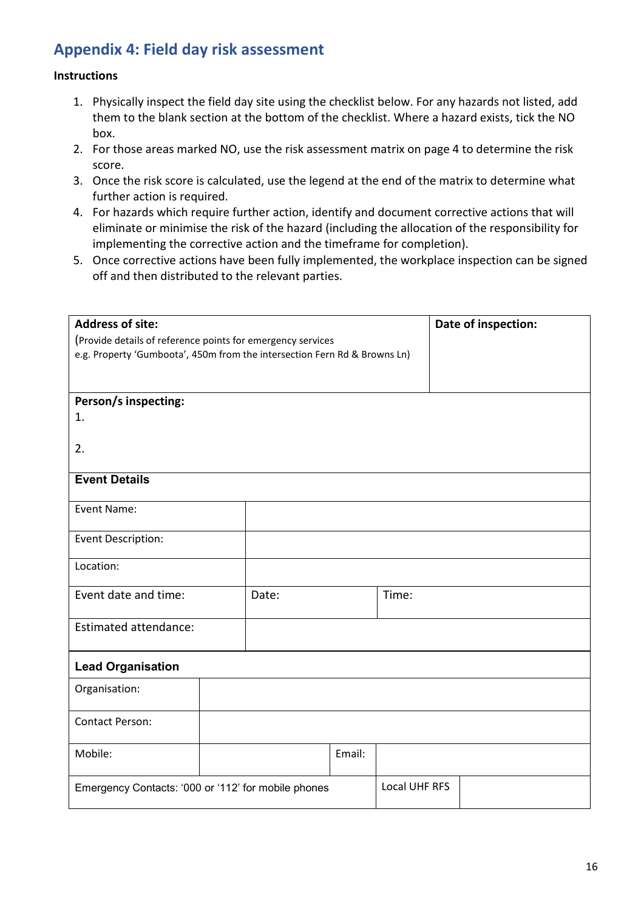## Appendix 4: Field day risk assessment

**Instructions**

1. Physically inspect the field day site using the checklist below. For any hazards not listed, add them to the blank section at the bottom of the checklist. Where a hazard exists, tick the NO box.
2. For those areas marked NO, use the risk assessment matrix on page 4 to determine the risk score.
3. Once the risk score is calculated, use the legend at the end of the matrix to determine what further action is required.
4. For hazards which require further action, identify and document corrective actions that will eliminate or minimise the risk of the hazard (including the allocation of the responsibility for implementing the corrective action and the timeframe for completion).
5. Once corrective actions have been fully implemented, the workplace inspection can be signed off and then distributed to the relevant parties.

| **Address of site:**<br>(Provide details of reference points for emergency services<br>e.g. Property 'Gumboota', 450m from the intersection Fern Rd & Browns Ln) | | | | **Date of inspection:** |
|---|---|---|---|---|
| **Person/s inspecting:**<br>1.<br><br>2. | | | | |
| **Event Details** | | | | |
| Event Name: | | | | |
| Event Description: | | | | |
| Location: | | | | |
| Event date and time: | Date: | | Time: | |
| Estimated attendance: | | | | |
| **Lead Organisation** | | | | |
| Organisation: | | | | |
| Contact Person: | | | | |
| Mobile: | | Email: | | |
| Emergency Contacts: '000 or '112' for mobile phones | | | Local UHF RFS | |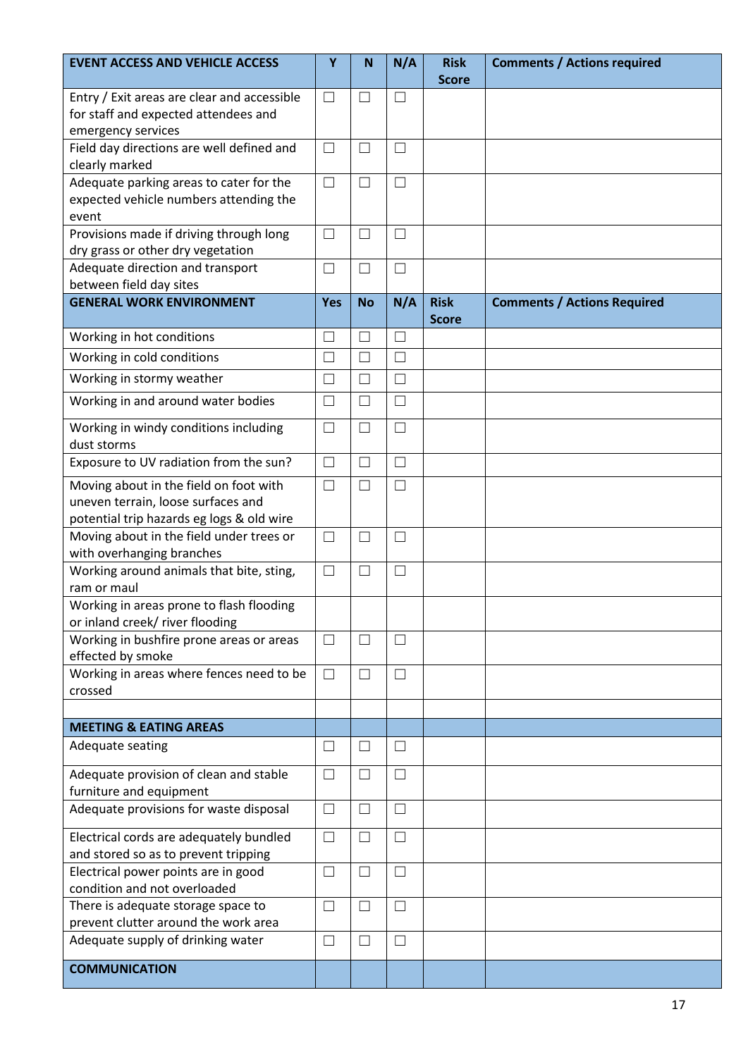| EVENT ACCESS AND VEHICLE ACCESS | Y | N | N/A | Risk Score | Comments / Actions required |
|---|---|---|---|---|---|
| Entry / Exit areas are clear and accessible for staff and expected attendees and emergency services | ☐ | ☐ | ☐ | | |
| Field day directions are well defined and clearly marked | ☐ | ☐ | ☐ | | |
| Adequate parking areas to cater for the expected vehicle numbers attending the event | ☐ | ☐ | ☐ | | |
| Provisions made if driving through long dry grass or other dry vegetation | ☐ | ☐ | ☐ | | |
| Adequate direction and transport between field day sites | ☐ | ☐ | ☐ | | |
| **GENERAL WORK ENVIRONMENT** | **Yes** | **No** | **N/A** | **Risk Score** | **Comments / Actions Required** |
| Working in hot conditions | ☐ | ☐ | ☐ | | |
| Working in cold conditions | ☐ | ☐ | ☐ | | |
| Working in stormy weather | ☐ | ☐ | ☐ | | |
| Working in and around water bodies | ☐ | ☐ | ☐ | | |
| Working in windy conditions including dust storms | ☐ | ☐ | ☐ | | |
| Exposure to UV radiation from the sun? | ☐ | ☐ | ☐ | | |
| Moving about in the field on foot with uneven terrain, loose surfaces and potential trip hazards eg logs & old wire | ☐ | ☐ | ☐ | | |
| Moving about in the field under trees or with overhanging branches | ☐ | ☐ | ☐ | | |
| Working around animals that bite, sting, ram or maul | ☐ | ☐ | ☐ | | |
| Working in areas prone to flash flooding or inland creek/ river flooding | | | | | |
| Working in bushfire prone areas or areas effected by smoke | ☐ | ☐ | ☐ | | |
| Working in areas where fences need to be crossed | ☐ | ☐ | ☐ | | |
| | | | | | |
| **MEETING & EATING AREAS** | | | | | |
| Adequate seating | ☐ | ☐ | ☐ | | |
| Adequate provision of clean and stable furniture and equipment | ☐ | ☐ | ☐ | | |
| Adequate provisions for waste disposal | ☐ | ☐ | ☐ | | |
| Electrical cords are adequately bundled and stored so as to prevent tripping | ☐ | ☐ | ☐ | | |
| Electrical power points are in good condition and not overloaded | ☐ | ☐ | ☐ | | |
| There is adequate storage space to prevent clutter around the work area | ☐ | ☐ | ☐ | | |
| Adequate supply of drinking water | ☐ | ☐ | ☐ | | |
| **COMMUNICATION** | | | | | |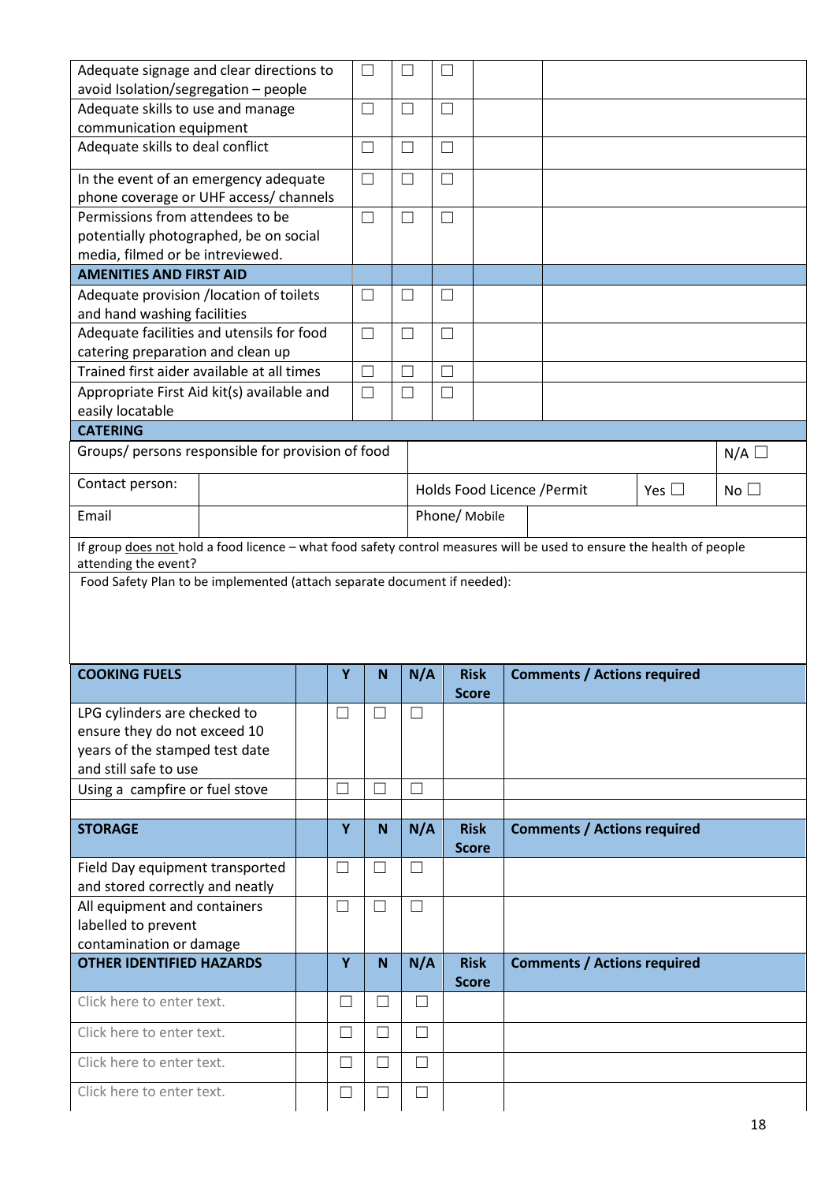| | | | | | |
|---|---|---|---|---|---|
| Adequate signage and clear directions to avoid Isolation/segregation – people | ☐ | ☐ | ☐ | | |
| Adequate skills to use and manage communication equipment | ☐ | ☐ | ☐ | | |
| Adequate skills to deal conflict | ☐ | ☐ | ☐ | | |
| In the event of an emergency adequate phone coverage or UHF access/ channels | ☐ | ☐ | ☐ | | |
| Permissions from attendees to be potentially photographed, be on social media, filmed or be interviewed. | ☐ | ☐ | ☐ | | |
| **AMENITIES AND FIRST AID** | | | | | |
| Adequate provision /location of toilets and hand washing facilities | ☐ | ☐ | ☐ | | |
| Adequate facilities and utensils for food catering preparation and clean up | ☐ | ☐ | ☐ | | |
| Trained first aider available at all times | ☐ | ☐ | ☐ | | |
| Appropriate First Aid kit(s) available and easily locatable | ☐ | ☐ | ☐ | | |

**CATERING**

| | | | | |
|---|---|---|---|---|
| Groups/ persons responsible for provision of food | | | | N/A ☐ |
| Contact person: | | Holds Food Licence /Permit | Yes ☐ | No ☐ |
| Email | | Phone/ Mobile | | |

If group does not hold a food licence – what food safety control measures will be used to ensure the health of people attending the event?

Food Safety Plan to be implemented (attach separate document if needed):

| COOKING FUELS | | Y | N | N/A | Risk Score | Comments / Actions required |
|---|---|---|---|---|---|---|
| LPG cylinders are checked to ensure they do not exceed 10 years of the stamped test date and still safe to use | | ☐ | ☐ | ☐ | | |
| Using a campfire or fuel stove | | ☐ | ☐ | ☐ | | |

| STORAGE | | Y | N | N/A | Risk Score | Comments / Actions required |
|---|---|---|---|---|---|---|
| Field Day equipment transported and stored correctly and neatly | | ☐ | ☐ | ☐ | | |
| All equipment and containers labelled to prevent contamination or damage | | ☐ | ☐ | ☐ | | |

| OTHER IDENTIFIED HAZARDS | | Y | N | N/A | Risk Score | Comments / Actions required |
|---|---|---|---|---|---|---|
| Click here to enter text. | | ☐ | ☐ | ☐ | | |
| Click here to enter text. | | ☐ | ☐ | ☐ | | |
| Click here to enter text. | | ☐ | ☐ | ☐ | | |
| Click here to enter text. | | ☐ | ☐ | ☐ | | |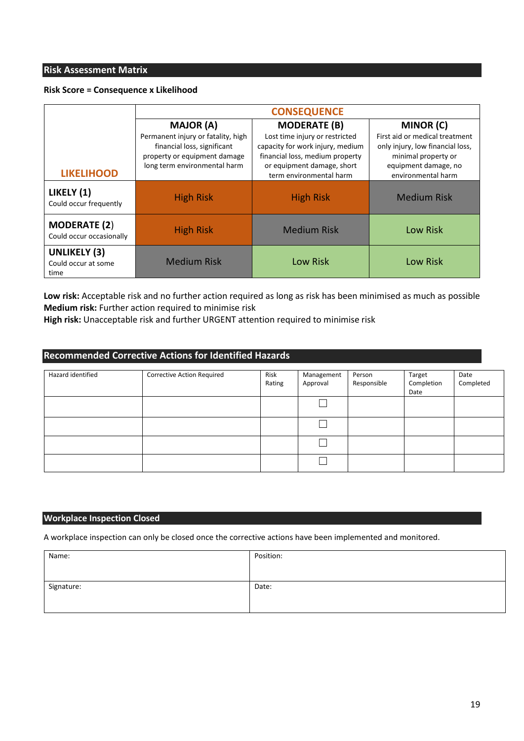## Risk Assessment Matrix

**Risk Score = Consequence x Likelihood**

| LIKELIHOOD | CONSEQUENCE | | |
|---|---|---|---|
| | **MAJOR (A)** Permanent injury or fatality, high financial loss, significant property or equipment damage long term environmental harm | **MODERATE (B)** Lost time injury or restricted capacity for work injury, medium financial loss, medium property or equipment damage, short term environmental harm | **MINOR (C)** First aid or medical treatment only injury, low financial loss, minimal property or equipment damage, no environmental harm |
| **LIKELY (1)** Could occur frequently | High Risk | High Risk | Medium Risk |
| **MODERATE (2)** Could occur occasionally | High Risk | Medium Risk | Low Risk |
| **UNLIKELY (3)** Could occur at some time | Medium Risk | Low Risk | Low Risk |

**Low risk:** Acceptable risk and no further action required as long as risk has been minimised as much as possible
**Medium risk:** Further action required to minimise risk
**High risk:** Unacceptable risk and further URGENT attention required to minimise risk

## Recommended Corrective Actions for Identified Hazards

| Hazard identified | Corrective Action Required | Risk Rating | Management Approval | Person Responsible | Target Completion Date | Date Completed |
|---|---|---|---|---|---|---|
| | | | ☐ | | | |
| | | | ☐ | | | |
| | | | ☐ | | | |
| | | | ☐ | | | |

## Workplace Inspection Closed

A workplace inspection can only be closed once the corrective actions have been implemented and monitored.

| Name: | Position: |
|---|---|
| Signature: | Date: |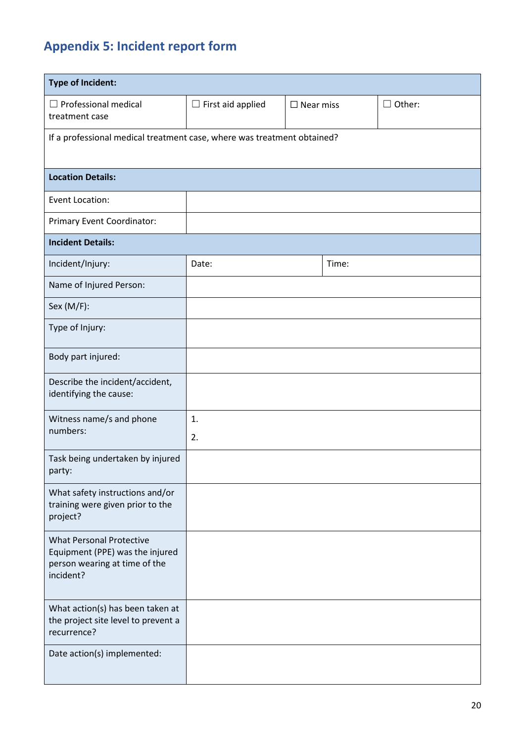## Appendix 5: Incident report form

| **Type of Incident:** | | | |
|---|---|---|---|
| ☐ Professional medical treatment case | ☐ First aid applied | ☐ Near miss | ☐ Other: |
| If a professional medical treatment case, where was treatment obtained? | | | |
| **Location Details:** | | | |
| Event Location: | | | |
| Primary Event Coordinator: | | | |
| **Incident Details:** | | | |
| Incident/Injury: | Date: | Time: | |
| Name of Injured Person: | | | |
| Sex (M/F): | | | |
| Type of Injury: | | | |
| Body part injured: | | | |
| Describe the incident/accident, identifying the cause: | | | |
| Witness name/s and phone numbers: | 1.<br>2. | | |
| Task being undertaken by injured party: | | | |
| What safety instructions and/or training were given prior to the project? | | | |
| What Personal Protective Equipment (PPE) was the injured person wearing at time of the incident? | | | |
| What action(s) has been taken at the project site level to prevent a recurrence? | | | |
| Date action(s) implemented: | | | |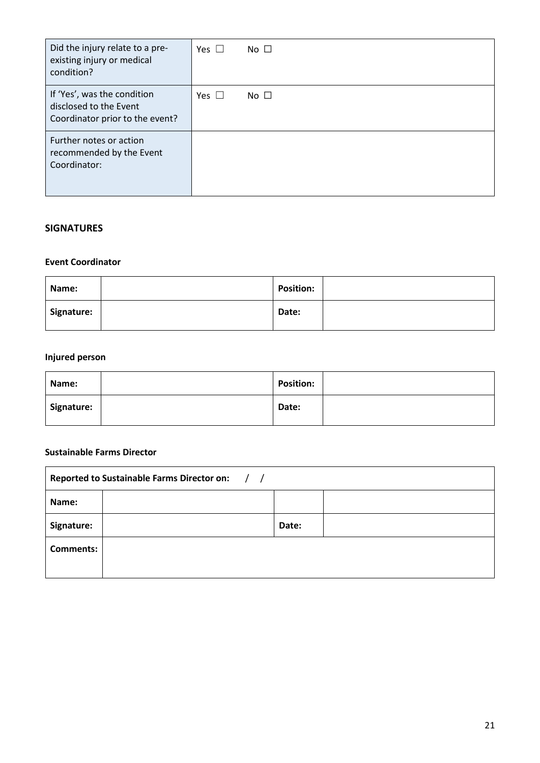| Did the injury relate to a pre-existing injury or medical condition? | Yes ☐ No ☐ |
| --- | --- |
| If 'Yes', was the condition disclosed to the Event Coordinator prior to the event? | Yes ☐ No ☐ |
| Further notes or action recommended by the Event Coordinator: | |

## SIGNATURES

### Event Coordinator

| **Name:** | | **Position:** | |
| --- | --- | --- | --- |
| **Signature:** | | **Date:** | |

### Injured person

| **Name:** | | **Position:** | |
| --- | --- | --- | --- |
| **Signature:** | | **Date:** | |

### Sustainable Farms Director

| **Reported to Sustainable Farms Director on:** / / | | | |
| --- | --- | --- | --- |
| **Name:** | | | |
| **Signature:** | | **Date:** | |
| **Comments:** | | | |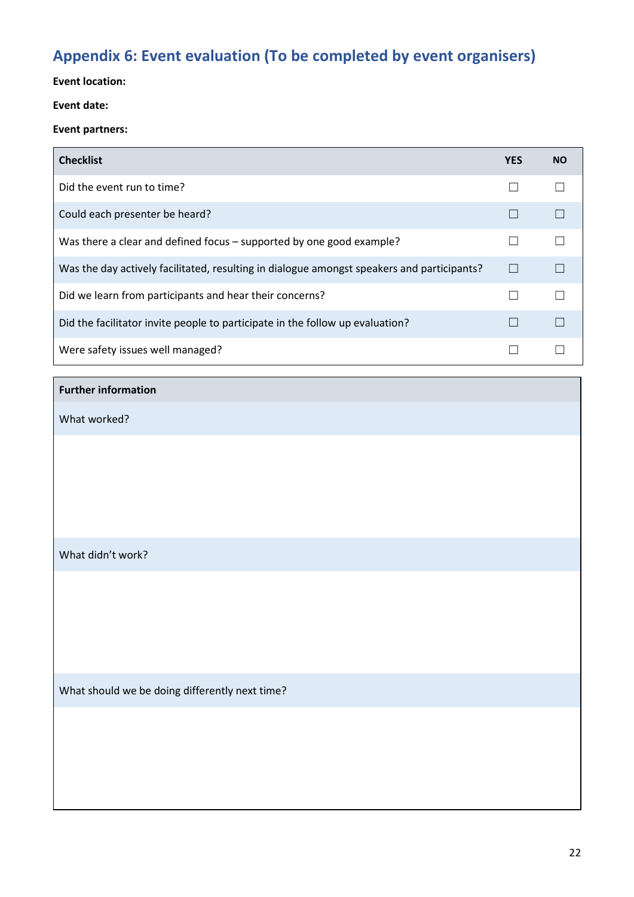## Appendix 6: Event evaluation (To be completed by event organisers)

**Event location:**

**Event date:**

**Event partners:**

| Checklist | YES | NO |
|---|---|---|
| Did the event run to time? | ☐ | ☐ |
| Could each presenter be heard? | ☐ | ☐ |
| Was there a clear and defined focus – supported by one good example? | ☐ | ☐ |
| Was the day actively facilitated, resulting in dialogue amongst speakers and participants? | ☐ | ☐ |
| Did we learn from participants and hear their concerns? | ☐ | ☐ |
| Did the facilitator invite people to participate in the follow up evaluation? | ☐ | ☐ |
| Were safety issues well managed? | ☐ | ☐ |

| Further information |
|---|
| What worked? |
| |
| What didn't work? |
| |
| What should we be doing differently next time? |
| |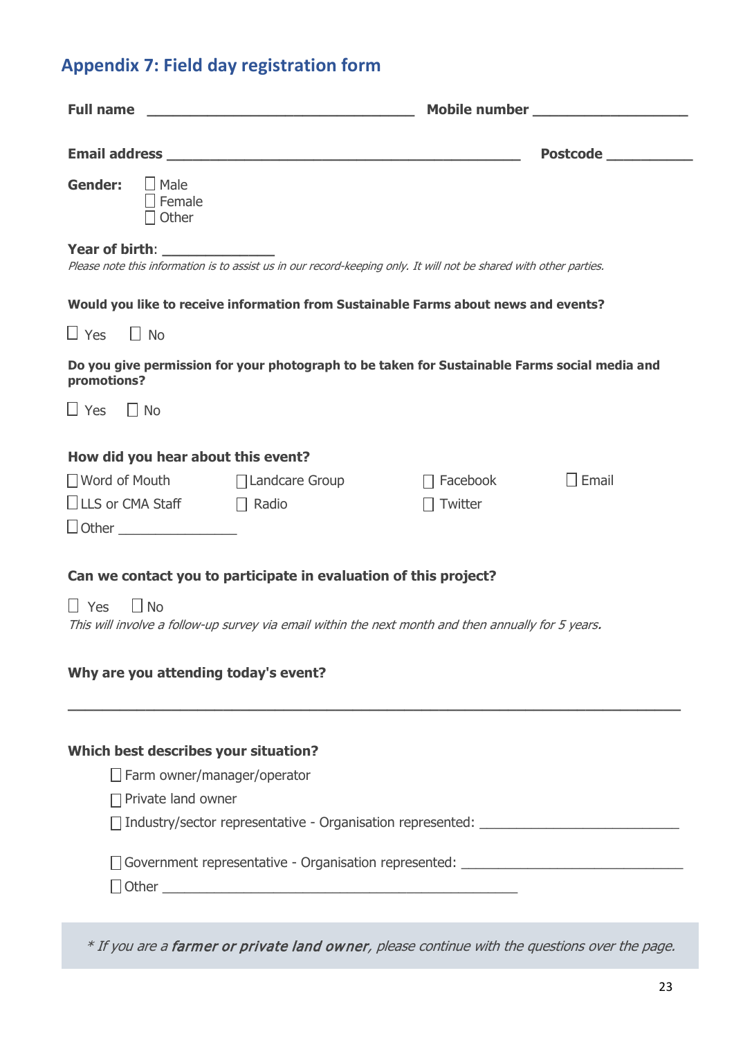## Appendix 7: Field day registration form

**Full name** ________________________________ **Mobile number** __________________

**Email address** ________________________________________ **Postcode** __________

**Gender:**
- ☐ Male
- ☐ Female
- ☐ Other

**Year of birth**: _____________

*Please note this information is to assist us in our record-keeping only. It will not be shared with other parties.*

**Would you like to receive information from Sustainable Farms about news and events?**

☐ Yes ☐ No

**Do you give permission for your photograph to be taken for Sustainable Farms social media and promotions?**

☐ Yes ☐ No

**How did you hear about this event?**

☐ Word of Mouth ☐ Landcare Group ☐ Facebook ☐ Email

☐ LLS or CMA Staff ☐ Radio ☐ Twitter

☐ Other _______________

**Can we contact you to participate in evaluation of this project?**

☐ Yes ☐ No

*This will involve a follow-up survey via email within the next month and then annually for 5 years.*

**Why are you attending today's event?**

______________________________________________________________________________

**Which best describes your situation?**

- ☐ Farm owner/manager/operator
- ☐ Private land owner
- ☐ Industry/sector representative - Organisation represented: ________________________
- ☐ Government representative - Organisation represented: ___________________________
- ☐ Other ____________________________________________

*\* If you are a **farmer or private land owner**, please continue with the questions over the page.*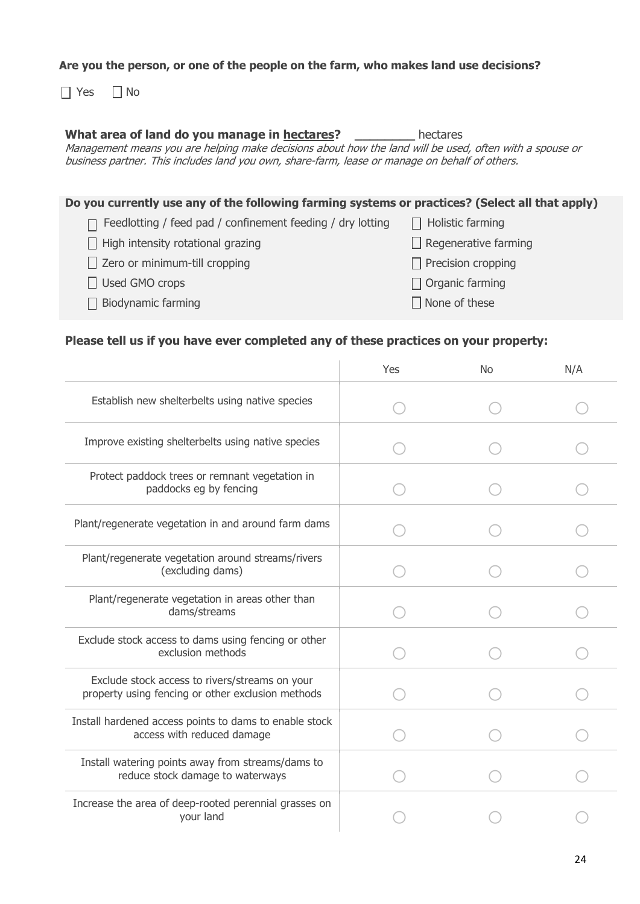**Are you the person, or one of the people on the farm, who makes land use decisions?**

☐ Yes ☐ No

**What area of land do you manage in hectares?** ________ hectares

*Management means you are helping make decisions about how the land will be used, often with a spouse or business partner. This includes land you own, share-farm, lease or manage on behalf of others.*

**Do you currently use any of the following farming systems or practices? (Select all that apply)**

☐ Feedlotting / feed pad / confinement feeding / dry lotting

☐ High intensity rotational grazing

☐ Zero or minimum-till cropping

☐ Used GMO crops

☐ Biodynamic farming

☐ Holistic farming

☐ Regenerative farming

☐ Precision cropping

☐ Organic farming

☐ None of these

**Please tell us if you have ever completed any of these practices on your property:**

| | Yes | No | N/A |
|---|---|---|---|
| Establish new shelterbelts using native species | ◯ | ◯ | ◯ |
| Improve existing shelterbelts using native species | ◯ | ◯ | ◯ |
| Protect paddock trees or remnant vegetation in paddocks eg by fencing | ◯ | ◯ | ◯ |
| Plant/regenerate vegetation in and around farm dams | ◯ | ◯ | ◯ |
| Plant/regenerate vegetation around streams/rivers (excluding dams) | ◯ | ◯ | ◯ |
| Plant/regenerate vegetation in areas other than dams/streams | ◯ | ◯ | ◯ |
| Exclude stock access to dams using fencing or other exclusion methods | ◯ | ◯ | ◯ |
| Exclude stock access to rivers/streams on your property using fencing or other exclusion methods | ◯ | ◯ | ◯ |
| Install hardened access points to dams to enable stock access with reduced damage | ◯ | ◯ | ◯ |
| Install watering points away from streams/dams to reduce stock damage to waterways | ◯ | ◯ | ◯ |
| Increase the area of deep-rooted perennial grasses on your land | ◯ | ◯ | ◯ |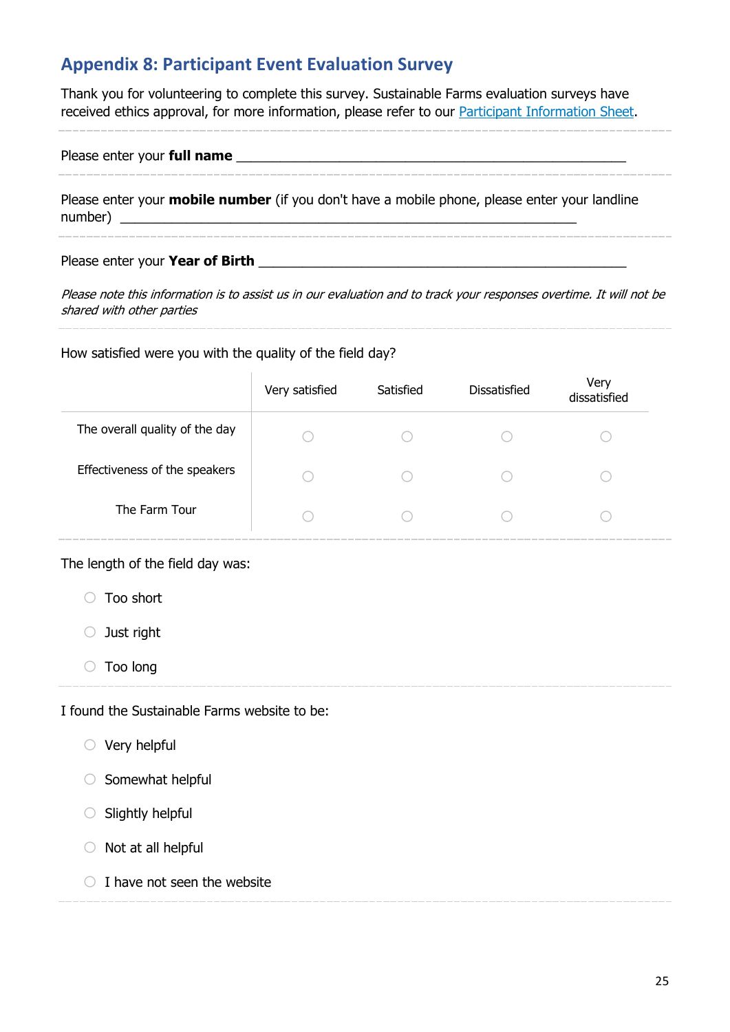## Appendix 8: Participant Event Evaluation Survey

Thank you for volunteering to complete this survey. Sustainable Farms evaluation surveys have received ethics approval, for more information, please refer to our [Participant Information Sheet].

---

Please enter your **full name** ___________________________________________________

---

Please enter your **mobile number** (if you don't have a mobile phone, please enter your landline number) ___________________________________________________________

---

Please enter your **Year of Birth** ________________________________________________

*Please note this information is to assist us in our evaluation and to track your responses overtime. It will not be shared with other parties*

---

How satisfied were you with the quality of the field day?

| | Very satisfied | Satisfied | Dissatisfied | Very dissatisfied |
|---|---|---|---|---|
| The overall quality of the day | ○ | ○ | ○ | ○ |
| Effectiveness of the speakers | ○ | ○ | ○ | ○ |
| The Farm Tour | ○ | ○ | ○ | ○ |

---

The length of the field day was:

- ○ Too short
- ○ Just right
- ○ Too long

---

I found the Sustainable Farms website to be:

- ○ Very helpful
- ○ Somewhat helpful
- ○ Slightly helpful
- ○ Not at all helpful
- ○ I have not seen the website

---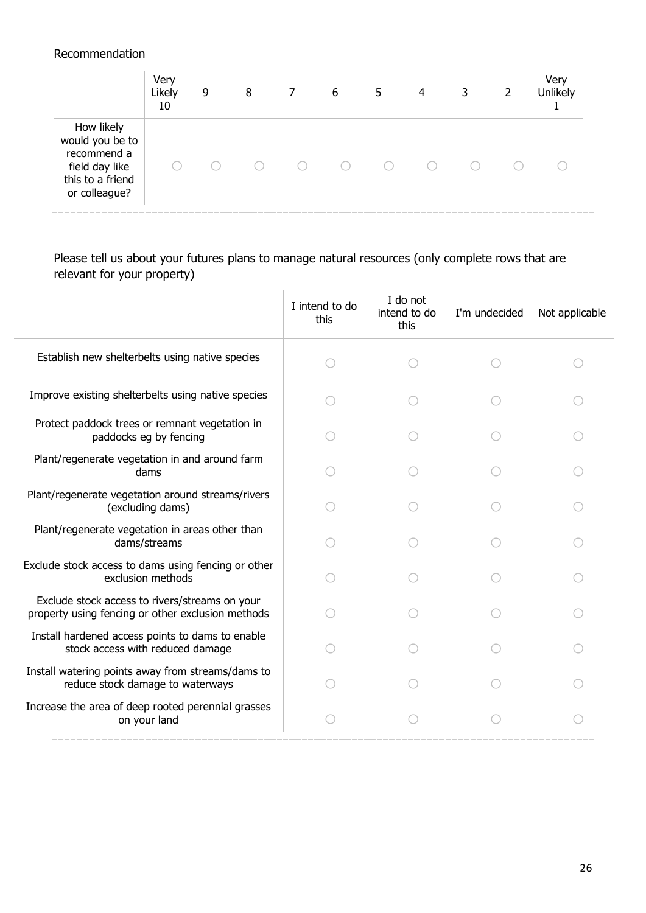Recommendation

| | Very Likely 10 | 9 | 8 | 7 | 6 | 5 | 4 | 3 | 2 | Very Unlikely 1 |
|---|---|---|---|---|---|---|---|---|---|---|
| How likely would you be to recommend a field day like this to a friend or colleague? | ○ | ○ | ○ | ○ | ○ | ○ | ○ | ○ | ○ | ○ |

Please tell us about your futures plans to manage natural resources (only complete rows that are relevant for your property)

| | I intend to do this | I do not intend to do this | I'm undecided | Not applicable |
|---|---|---|---|---|
| Establish new shelterbelts using native species | ○ | ○ | ○ | ○ |
| Improve existing shelterbelts using native species | ○ | ○ | ○ | ○ |
| Protect paddock trees or remnant vegetation in paddocks eg by fencing | ○ | ○ | ○ | ○ |
| Plant/regenerate vegetation in and around farm dams | ○ | ○ | ○ | ○ |
| Plant/regenerate vegetation around streams/rivers (excluding dams) | ○ | ○ | ○ | ○ |
| Plant/regenerate vegetation in areas other than dams/streams | ○ | ○ | ○ | ○ |
| Exclude stock access to dams using fencing or other exclusion methods | ○ | ○ | ○ | ○ |
| Exclude stock access to rivers/streams on your property using fencing or other exclusion methods | ○ | ○ | ○ | ○ |
| Install hardened access points to dams to enable stock access with reduced damage | ○ | ○ | ○ | ○ |
| Install watering points away from streams/dams to reduce stock damage to waterways | ○ | ○ | ○ | ○ |
| Increase the area of deep rooted perennial grasses on your land | ○ | ○ | ○ | ○ |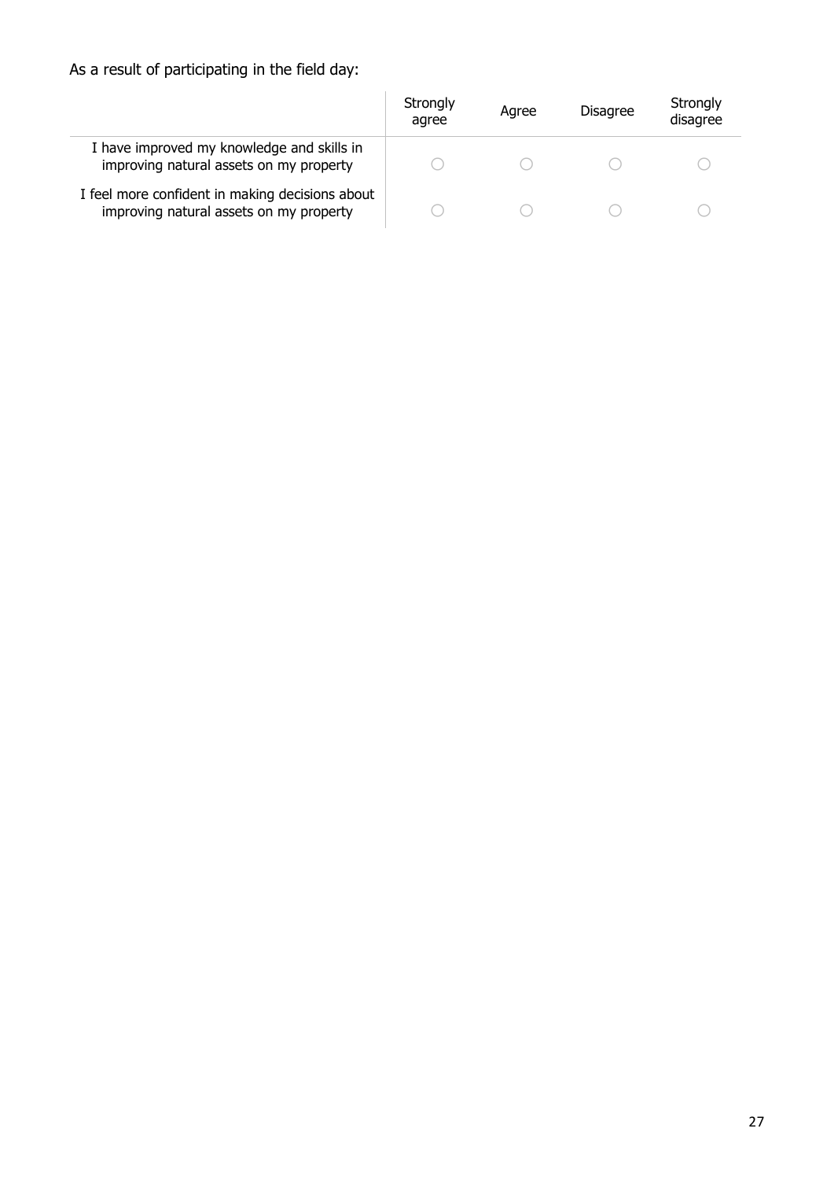As a result of participating in the field day:

| | Strongly agree | Agree | Disagree | Strongly disagree |
|---|---|---|---|---|
| I have improved my knowledge and skills in improving natural assets on my property | ○ | ○ | ○ | ○ |
| I feel more confident in making decisions about improving natural assets on my property | ○ | ○ | ○ | ○ |